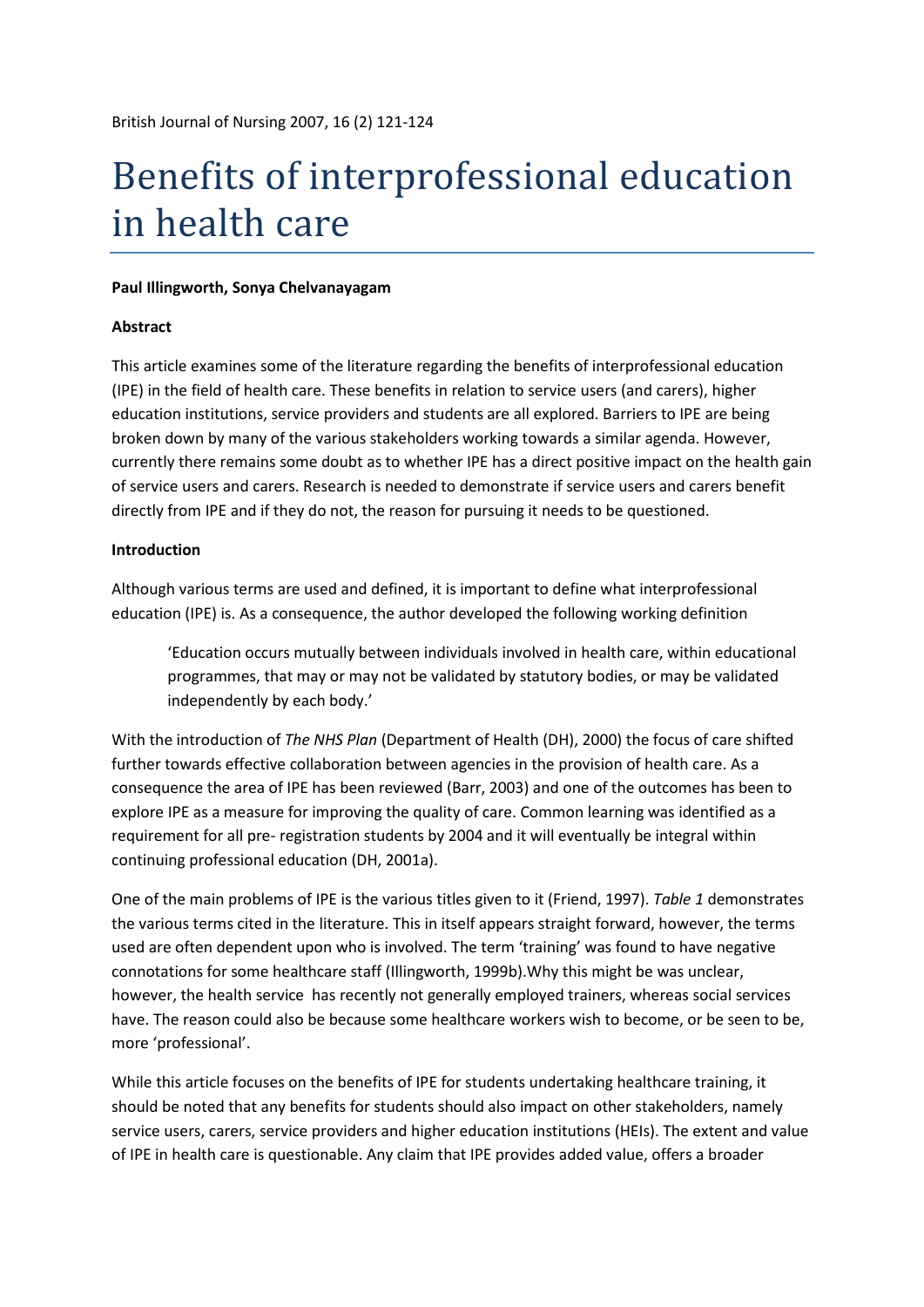British Journal of Nursing 2007, 16 (2) 121-124

# Benefits of interprofessional education in health care

**Paul Illingworth, Sonya Chelvanayagam**

**Abstract**

This article examines some of the literature regarding the benefits of interprofessional education (IPE) in the field of health care. These benefits in relation to service users (and carers), higher education institutions, service providers and students are all explored. Barriers to IPE are being broken down by many of the various stakeholders working towards a similar agenda. However, currently there remains some doubt as to whether IPE has a direct positive impact on the health gain of service users and carers. Research is needed to demonstrate if service users and carers benefit directly from IPE and if they do not, the reason for pursuing it needs to be questioned.

**Introduction**

Although various terms are used and defined, it is important to define what interprofessional education (IPE) is. As a consequence, the author developed the following working definition

> 'Education occurs mutually between individuals involved in health care, within educational programmes, that may or may not be validated by statutory bodies, or may be validated independently by each body.'

With the introduction of *The NHS Plan* (Department of Health (DH), 2000) the focus of care shifted further towards effective collaboration between agencies in the provision of health care. As a consequence the area of IPE has been reviewed (Barr, 2003) and one of the outcomes has been to explore IPE as a measure for improving the quality of care. Common learning was identified as a requirement for all pre- registration students by 2004 and it will eventually be integral within continuing professional education (DH, 2001a).

One of the main problems of IPE is the various titles given to it (Friend, 1997). *Table 1* demonstrates the various terms cited in the literature. This in itself appears straight forward, however, the terms used are often dependent upon who is involved. The term 'training' was found to have negative connotations for some healthcare staff (Illingworth, 1999b).Why this might be was unclear, however, the health service has recently not generally employed trainers, whereas social services have. The reason could also be because some healthcare workers wish to become, or be seen to be, more 'professional'.

While this article focuses on the benefits of IPE for students undertaking healthcare training, it should be noted that any benefits for students should also impact on other stakeholders, namely service users, carers, service providers and higher education institutions (HEIs). The extent and value of IPE in health care is questionable. Any claim that IPE provides added value, offers a broader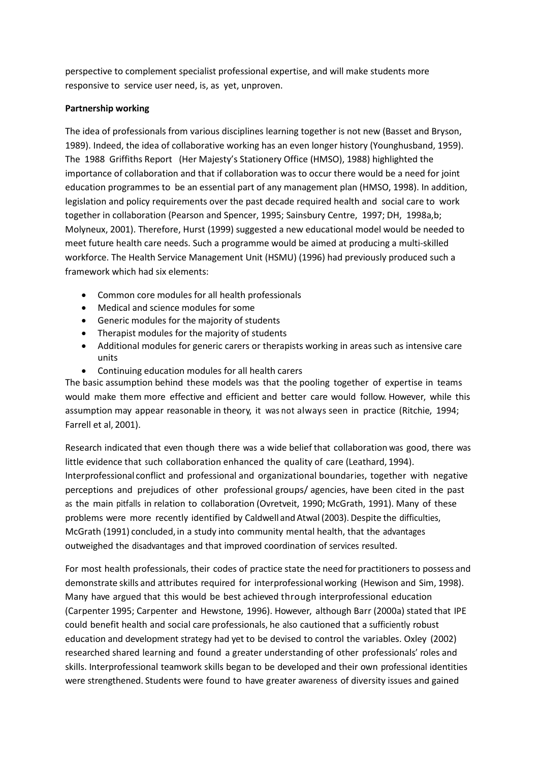perspective to complement specialist professional expertise, and will make students more responsive to service user need, is, as yet, unproven.

**Partnership working**

The idea of professionals from various disciplines learning together is not new (Basset and Bryson, 1989). Indeed, the idea of collaborative working has an even longer history (Younghusband, 1959). The 1988 Griffiths Report (Her Majesty's Stationery Office (HMSO), 1988) highlighted the importance of collaboration and that if collaboration was to occur there would be a need for joint education programmes to be an essential part of any management plan (HMSO, 1998). In addition, legislation and policy requirements over the past decade required health and social care to work together in collaboration (Pearson and Spencer, 1995; Sainsbury Centre, 1997; DH, 1998a,b; Molyneux, 2001). Therefore, Hurst (1999) suggested a new educational model would be needed to meet future health care needs. Such a programme would be aimed at producing a multi-skilled workforce. The Health Service Management Unit (HSMU) (1996) had previously produced such a framework which had six elements:

- Common core modules for all health professionals
- Medical and science modules for some
- Generic modules for the majority of students
- Therapist modules for the majority of students
- Additional modules for generic carers or therapists working in areas such as intensive care units
- Continuing education modules for all health carers

The basic assumption behind these models was that the pooling together of expertise in teams would make them more effective and efficient and better care would follow. However, while this assumption may appear reasonable in theory, it was not always seen in practice (Ritchie, 1994; Farrell et al, 2001).

Research indicated that even though there was a wide belief that collaboration was good, there was little evidence that such collaboration enhanced the quality of care (Leathard, 1994). Interprofessional conflict and professional and organizational boundaries, together with negative perceptions and prejudices of other professional groups/ agencies, have been cited in the past as the main pitfalls in relation to collaboration (Ovretveit, 1990; McGrath, 1991). Many of these problems were more recently identified by Caldwell and Atwal (2003). Despite the difficulties, McGrath (1991) concluded, in a study into community mental health, that the advantages outweighed the disadvantages and that improved coordination of services resulted.

For most health professionals, their codes of practice state the need for practitioners to possess and demonstrate skills and attributes required for interprofessional working (Hewison and Sim, 1998). Many have argued that this would be best achieved through interprofessional education (Carpenter 1995; Carpenter and Hewstone, 1996). However, although Barr (2000a) stated that IPE could benefit health and social care professionals, he also cautioned that a sufficiently robust education and development strategy had yet to be devised to control the variables. Oxley (2002) researched shared learning and found a greater understanding of other professionals' roles and skills. Interprofessional teamwork skills began to be developed and their own professional identities were strengthened. Students were found to have greater awareness of diversity issues and gained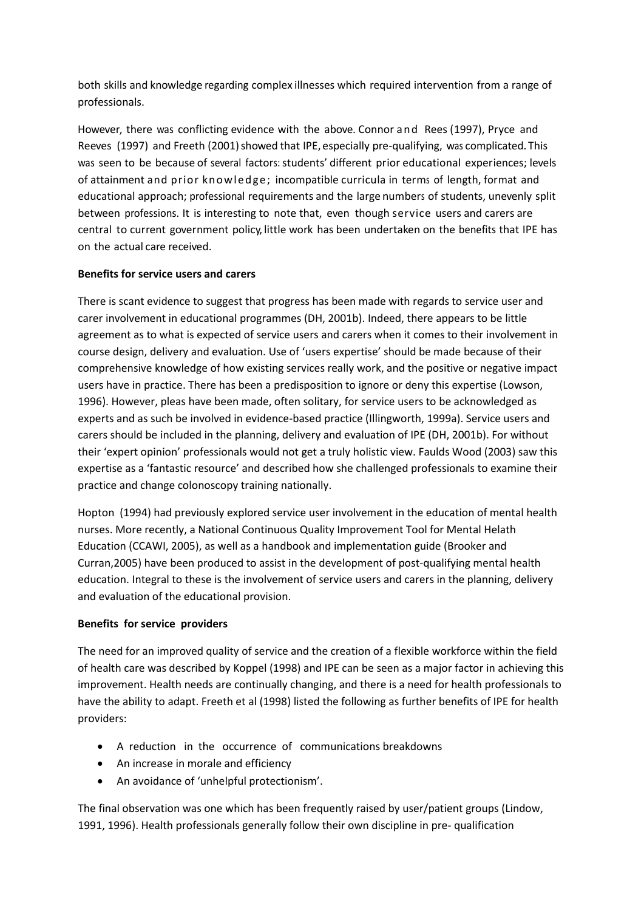both skills and knowledge regarding complex illnesses which required intervention from a range of professionals.

However, there was conflicting evidence with the above. Connor and Rees (1997), Pryce and Reeves (1997) and Freeth (2001) showed that IPE, especially pre-qualifying, was complicated. This was seen to be because of several factors: students' different prior educational experiences; levels of attainment and prior knowledge; incompatible curricula in terms of length, format and educational approach; professional requirements and the large numbers of students, unevenly split between professions. It is interesting to note that, even though service users and carers are central to current government policy, little work has been undertaken on the benefits that IPE has on the actual care received.

**Benefits for service users and carers**

There is scant evidence to suggest that progress has been made with regards to service user and carer involvement in educational programmes (DH, 2001b). Indeed, there appears to be little agreement as to what is expected of service users and carers when it comes to their involvement in course design, delivery and evaluation. Use of 'users expertise' should be made because of their comprehensive knowledge of how existing services really work, and the positive or negative impact users have in practice. There has been a predisposition to ignore or deny this expertise (Lowson, 1996). However, pleas have been made, often solitary, for service users to be acknowledged as experts and as such be involved in evidence-based practice (Illingworth, 1999a). Service users and carers should be included in the planning, delivery and evaluation of IPE (DH, 2001b). For without their 'expert opinion' professionals would not get a truly holistic view. Faulds Wood (2003) saw this expertise as a 'fantastic resource' and described how she challenged professionals to examine their practice and change colonoscopy training nationally.

Hopton (1994) had previously explored service user involvement in the education of mental health nurses. More recently, a National Continuous Quality Improvement Tool for Mental Helath Education (CCAWI, 2005), as well as a handbook and implementation guide (Brooker and Curran,2005) have been produced to assist in the development of post-qualifying mental health education. Integral to these is the involvement of service users and carers in the planning, delivery and evaluation of the educational provision.

**Benefits for service providers**

The need for an improved quality of service and the creation of a flexible workforce within the field of health care was described by Koppel (1998) and IPE can be seen as a major factor in achieving this improvement. Health needs are continually changing, and there is a need for health professionals to have the ability to adapt. Freeth et al (1998) listed the following as further benefits of IPE for health providers:

- A reduction in the occurrence of communications breakdowns
- An increase in morale and efficiency
- An avoidance of 'unhelpful protectionism'.

The final observation was one which has been frequently raised by user/patient groups (Lindow, 1991, 1996). Health professionals generally follow their own discipline in pre- qualification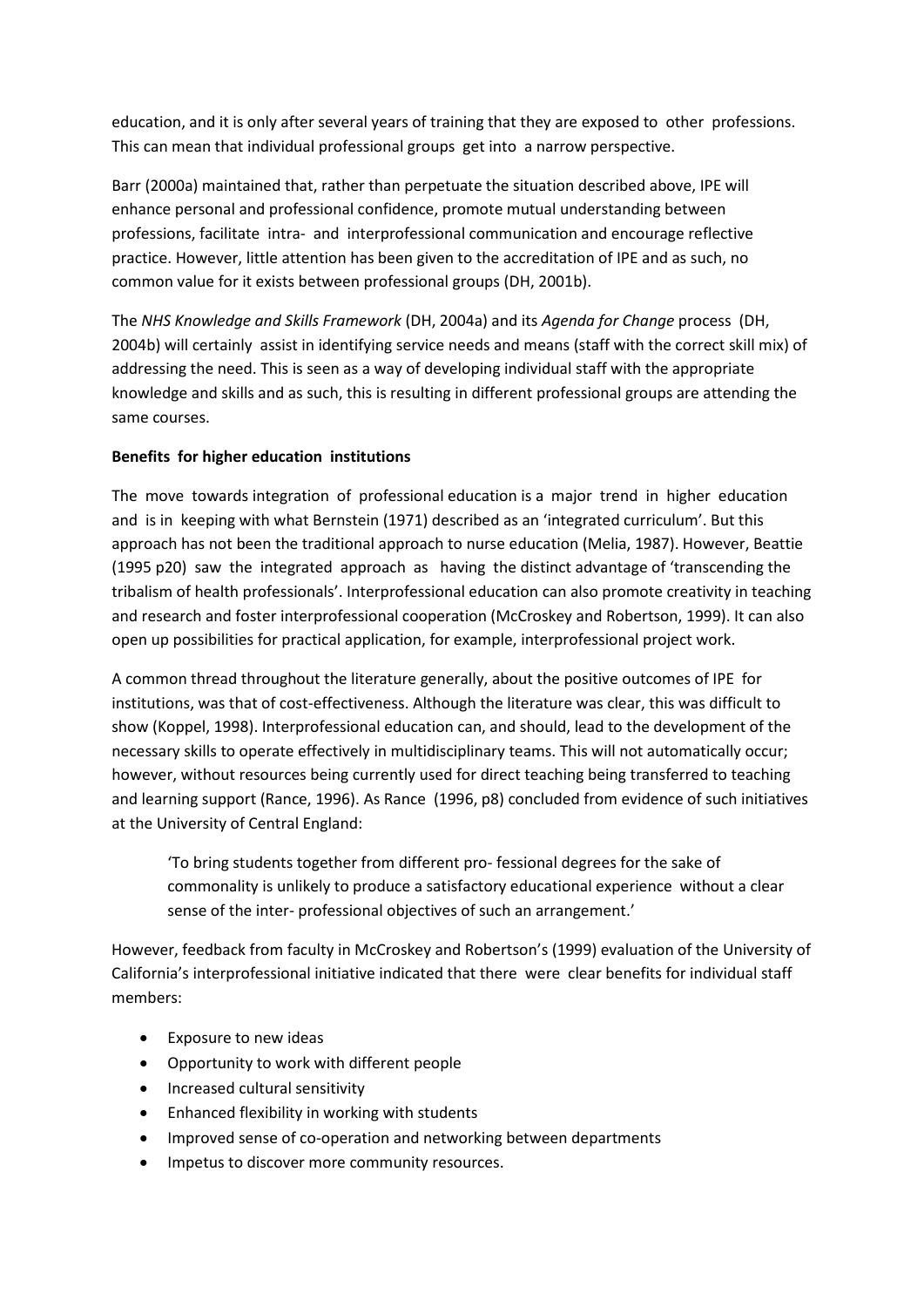education, and it is only after several years of training that they are exposed to other professions. This can mean that individual professional groups get into a narrow perspective.

Barr (2000a) maintained that, rather than perpetuate the situation described above, IPE will enhance personal and professional confidence, promote mutual understanding between professions, facilitate intra- and interprofessional communication and encourage reflective practice. However, little attention has been given to the accreditation of IPE and as such, no common value for it exists between professional groups (DH, 2001b).

The *NHS Knowledge and Skills Framework* (DH, 2004a) and its *Agenda for Change* process (DH, 2004b) will certainly assist in identifying service needs and means (staff with the correct skill mix) of addressing the need. This is seen as a way of developing individual staff with the appropriate knowledge and skills and as such, this is resulting in different professional groups are attending the same courses.

**Benefits for higher education institutions**

The move towards integration of professional education is a major trend in higher education and is in keeping with what Bernstein (1971) described as an 'integrated curriculum'. But this approach has not been the traditional approach to nurse education (Melia, 1987). However, Beattie (1995 p20) saw the integrated approach as having the distinct advantage of 'transcending the tribalism of health professionals'. Interprofessional education can also promote creativity in teaching and research and foster interprofessional cooperation (McCroskey and Robertson, 1999). It can also open up possibilities for practical application, for example, interprofessional project work.

A common thread throughout the literature generally, about the positive outcomes of IPE for institutions, was that of cost-effectiveness. Although the literature was clear, this was difficult to show (Koppel, 1998). Interprofessional education can, and should, lead to the development of the necessary skills to operate effectively in multidisciplinary teams. This will not automatically occur; however, without resources being currently used for direct teaching being transferred to teaching and learning support (Rance, 1996). As Rance (1996, p8) concluded from evidence of such initiatives at the University of Central England:

> 'To bring students together from different pro- fessional degrees for the sake of commonality is unlikely to produce a satisfactory educational experience without a clear sense of the inter- professional objectives of such an arrangement.'

However, feedback from faculty in McCroskey and Robertson's (1999) evaluation of the University of California's interprofessional initiative indicated that there were clear benefits for individual staff members:

- Exposure to new ideas
- Opportunity to work with different people
- Increased cultural sensitivity
- Enhanced flexibility in working with students
- Improved sense of co-operation and networking between departments
- Impetus to discover more community resources.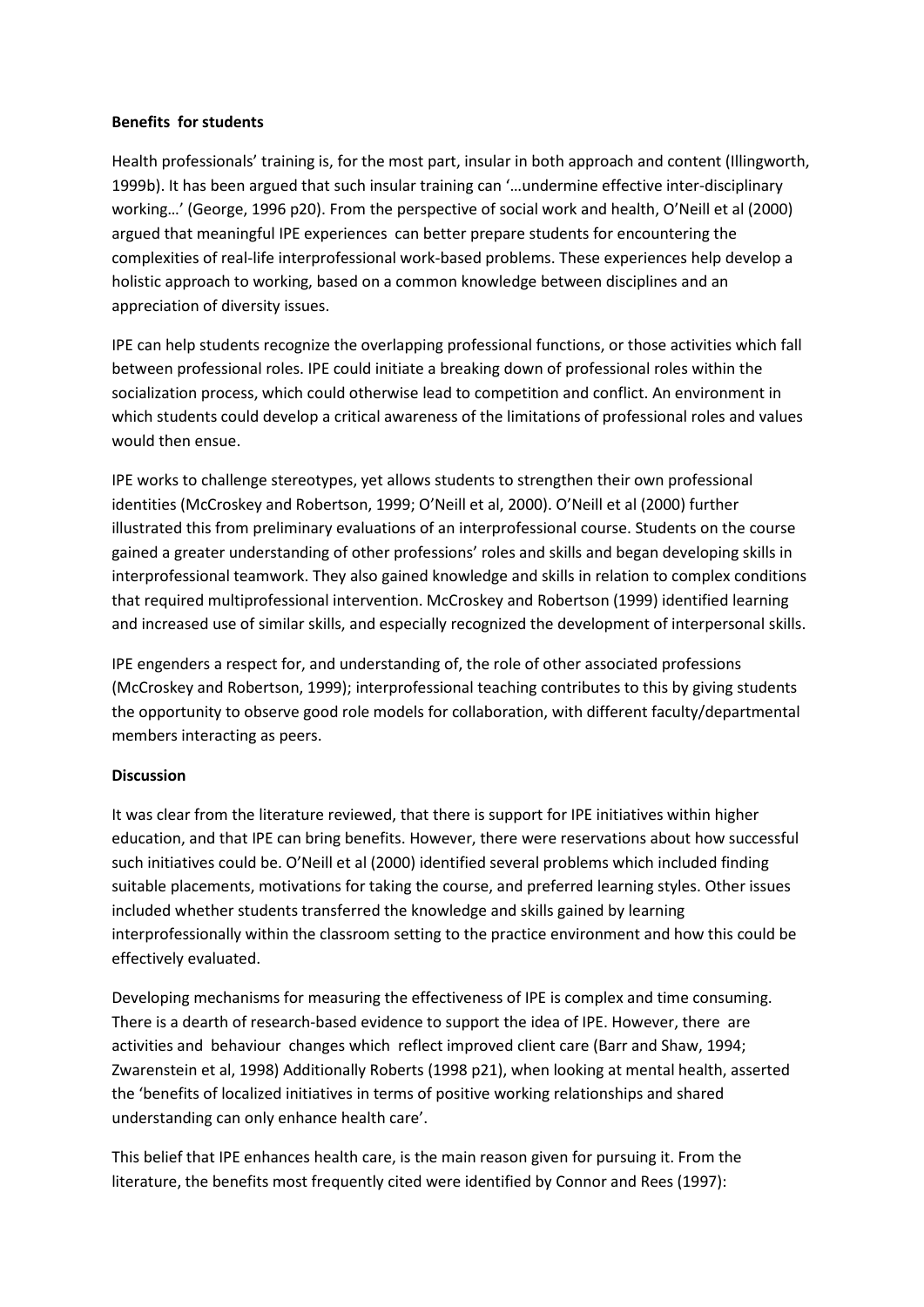**Benefits for students**

Health professionals' training is, for the most part, insular in both approach and content (Illingworth, 1999b). It has been argued that such insular training can '…undermine effective inter-disciplinary working…' (George, 1996 p20). From the perspective of social work and health, O'Neill et al (2000) argued that meaningful IPE experiences can better prepare students for encountering the complexities of real-life interprofessional work-based problems. These experiences help develop a holistic approach to working, based on a common knowledge between disciplines and an appreciation of diversity issues.

IPE can help students recognize the overlapping professional functions, or those activities which fall between professional roles. IPE could initiate a breaking down of professional roles within the socialization process, which could otherwise lead to competition and conflict. An environment in which students could develop a critical awareness of the limitations of professional roles and values would then ensue.

IPE works to challenge stereotypes, yet allows students to strengthen their own professional identities (McCroskey and Robertson, 1999; O'Neill et al, 2000). O'Neill et al (2000) further illustrated this from preliminary evaluations of an interprofessional course. Students on the course gained a greater understanding of other professions' roles and skills and began developing skills in interprofessional teamwork. They also gained knowledge and skills in relation to complex conditions that required multiprofessional intervention. McCroskey and Robertson (1999) identified learning and increased use of similar skills, and especially recognized the development of interpersonal skills.

IPE engenders a respect for, and understanding of, the role of other associated professions (McCroskey and Robertson, 1999); interprofessional teaching contributes to this by giving students the opportunity to observe good role models for collaboration, with different faculty/departmental members interacting as peers.

**Discussion**

It was clear from the literature reviewed, that there is support for IPE initiatives within higher education, and that IPE can bring benefits. However, there were reservations about how successful such initiatives could be. O'Neill et al (2000) identified several problems which included finding suitable placements, motivations for taking the course, and preferred learning styles. Other issues included whether students transferred the knowledge and skills gained by learning interprofessionally within the classroom setting to the practice environment and how this could be effectively evaluated.

Developing mechanisms for measuring the effectiveness of IPE is complex and time consuming. There is a dearth of research-based evidence to support the idea of IPE. However, there are activities and behaviour changes which reflect improved client care (Barr and Shaw, 1994; Zwarenstein et al, 1998) Additionally Roberts (1998 p21), when looking at mental health, asserted the 'benefits of localized initiatives in terms of positive working relationships and shared understanding can only enhance health care'.

This belief that IPE enhances health care, is the main reason given for pursuing it. From the literature, the benefits most frequently cited were identified by Connor and Rees (1997):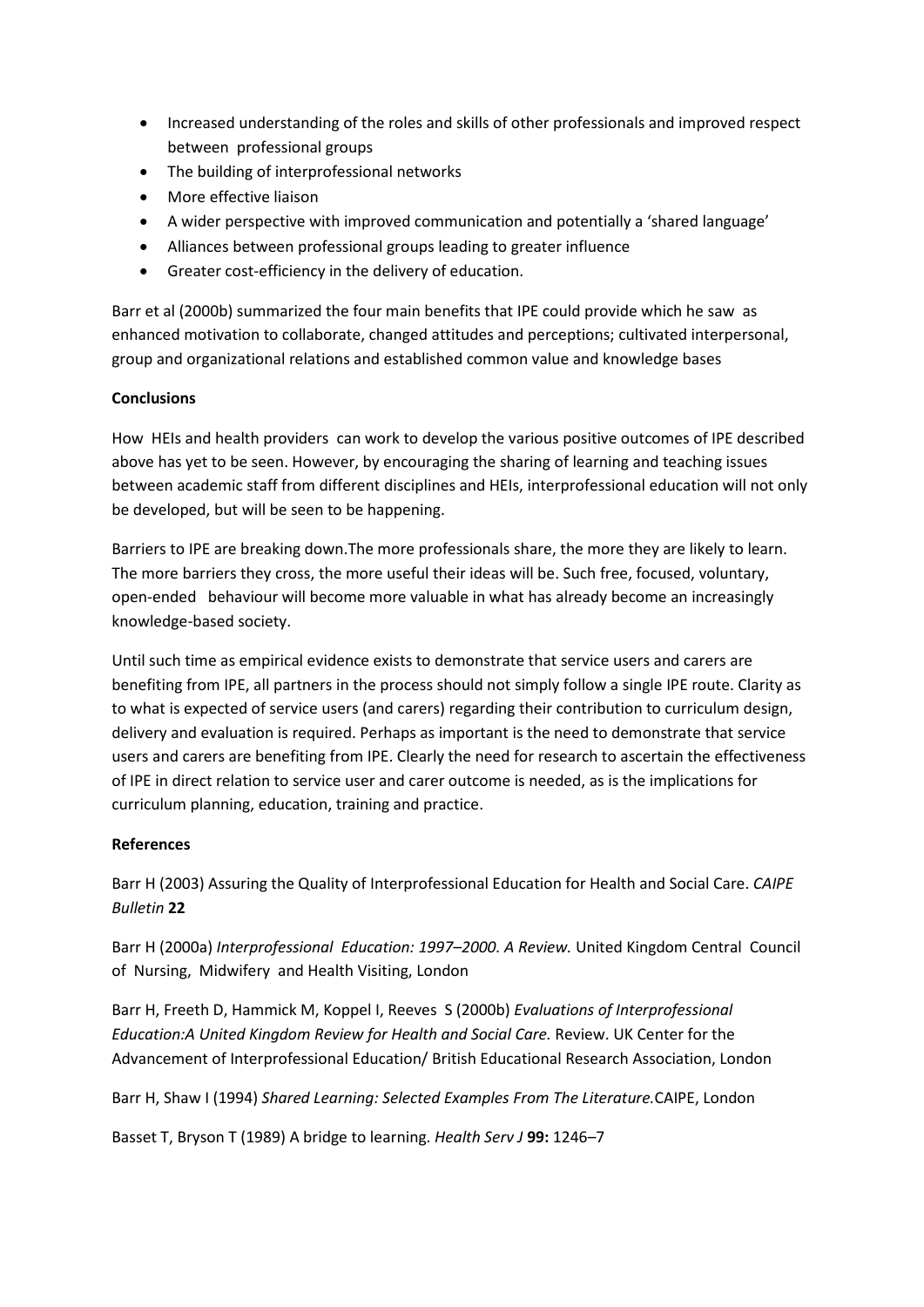- Increased understanding of the roles and skills of other professionals and improved respect between professional groups
- The building of interprofessional networks
- More effective liaison
- A wider perspective with improved communication and potentially a 'shared language'
- Alliances between professional groups leading to greater influence
- Greater cost-efficiency in the delivery of education.

Barr et al (2000b) summarized the four main benefits that IPE could provide which he saw as enhanced motivation to collaborate, changed attitudes and perceptions; cultivated interpersonal, group and organizational relations and established common value and knowledge bases

**Conclusions**

How HEIs and health providers can work to develop the various positive outcomes of IPE described above has yet to be seen. However, by encouraging the sharing of learning and teaching issues between academic staff from different disciplines and HEIs, interprofessional education will not only be developed, but will be seen to be happening.

Barriers to IPE are breaking down.The more professionals share, the more they are likely to learn. The more barriers they cross, the more useful their ideas will be. Such free, focused, voluntary, open-ended behaviour will become more valuable in what has already become an increasingly knowledge-based society.

Until such time as empirical evidence exists to demonstrate that service users and carers are benefiting from IPE, all partners in the process should not simply follow a single IPE route. Clarity as to what is expected of service users (and carers) regarding their contribution to curriculum design, delivery and evaluation is required. Perhaps as important is the need to demonstrate that service users and carers are benefiting from IPE. Clearly the need for research to ascertain the effectiveness of IPE in direct relation to service user and carer outcome is needed, as is the implications for curriculum planning, education, training and practice.

**References**

Barr H (2003) Assuring the Quality of Interprofessional Education for Health and Social Care. *CAIPE Bulletin* **22**

Barr H (2000a) *Interprofessional Education: 1997–2000. A Review.* United Kingdom Central Council of Nursing, Midwifery and Health Visiting, London

Barr H, Freeth D, Hammick M, Koppel I, Reeves S (2000b) *Evaluations of Interprofessional Education:A United Kingdom Review for Health and Social Care.* Review. UK Center for the Advancement of Interprofessional Education/ British Educational Research Association, London

Barr H, Shaw I (1994) *Shared Learning: Selected Examples From The Literature.*CAIPE, London

Basset T, Bryson T (1989) A bridge to learning. *Health Serv J* **99:** 1246–7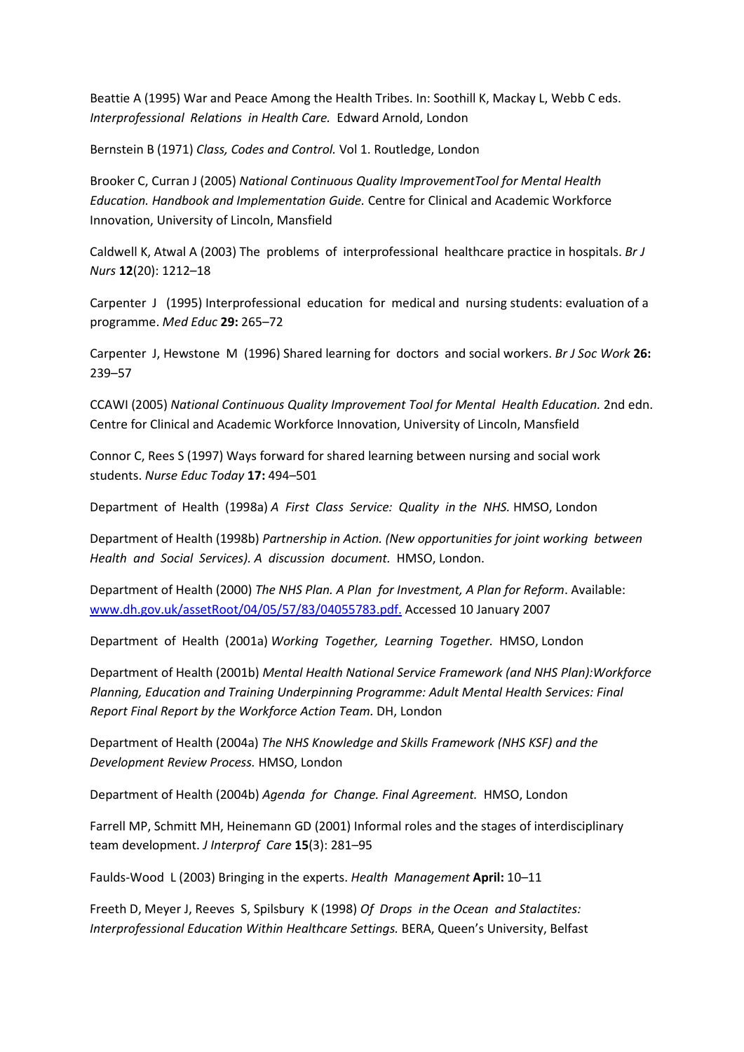Beattie A (1995) War and Peace Among the Health Tribes. In: Soothill K, Mackay L, Webb C eds. *Interprofessional Relations in Health Care.* Edward Arnold, London

Bernstein B (1971) *Class, Codes and Control.* Vol 1. Routledge, London

Brooker C, Curran J (2005) *National Continuous Quality ImprovementTool for Mental Health Education. Handbook and Implementation Guide.* Centre for Clinical and Academic Workforce Innovation, University of Lincoln, Mansfield

Caldwell K, Atwal A (2003) The problems of interprofessional healthcare practice in hospitals. *Br J Nurs* **12**(20): 1212–18

Carpenter J (1995) Interprofessional education for medical and nursing students: evaluation of a programme. *Med Educ* **29:** 265–72

Carpenter J, Hewstone M (1996) Shared learning for doctors and social workers. *Br J Soc Work* **26:** 239–57

CCAWI (2005) *National Continuous Quality Improvement Tool for Mental Health Education.* 2nd edn. Centre for Clinical and Academic Workforce Innovation, University of Lincoln, Mansfield

Connor C, Rees S (1997) Ways forward for shared learning between nursing and social work students. *Nurse Educ Today* **17:** 494–501

Department of Health (1998a) *A First Class Service: Quality in the NHS.* HMSO, London

Department of Health (1998b) *Partnership in Action. (New opportunities for joint working between Health and Social Services). A discussion document.* HMSO, London.

Department of Health (2000) *The NHS Plan. A Plan for Investment, A Plan for Reform*. Available: www.dh.gov.uk/assetRoot/04/05/57/83/04055783.pdf. Accessed 10 January 2007

Department of Health (2001a) *Working Together, Learning Together.* HMSO, London

Department of Health (2001b) *Mental Health National Service Framework (and NHS Plan):Workforce Planning, Education and Training Underpinning Programme: Adult Mental Health Services: Final Report Final Report by the Workforce Action Team.* DH, London

Department of Health (2004a) *The NHS Knowledge and Skills Framework (NHS KSF) and the Development Review Process.* HMSO, London

Department of Health (2004b) *Agenda for Change. Final Agreement.* HMSO, London

Farrell MP, Schmitt MH, Heinemann GD (2001) Informal roles and the stages of interdisciplinary team development. *J Interprof Care* **15**(3): 281–95

Faulds-Wood L (2003) Bringing in the experts. *Health Management* **April:** 10–11

Freeth D, Meyer J, Reeves S, Spilsbury K (1998) *Of Drops in the Ocean and Stalactites: Interprofessional Education Within Healthcare Settings.* BERA, Queen's University, Belfast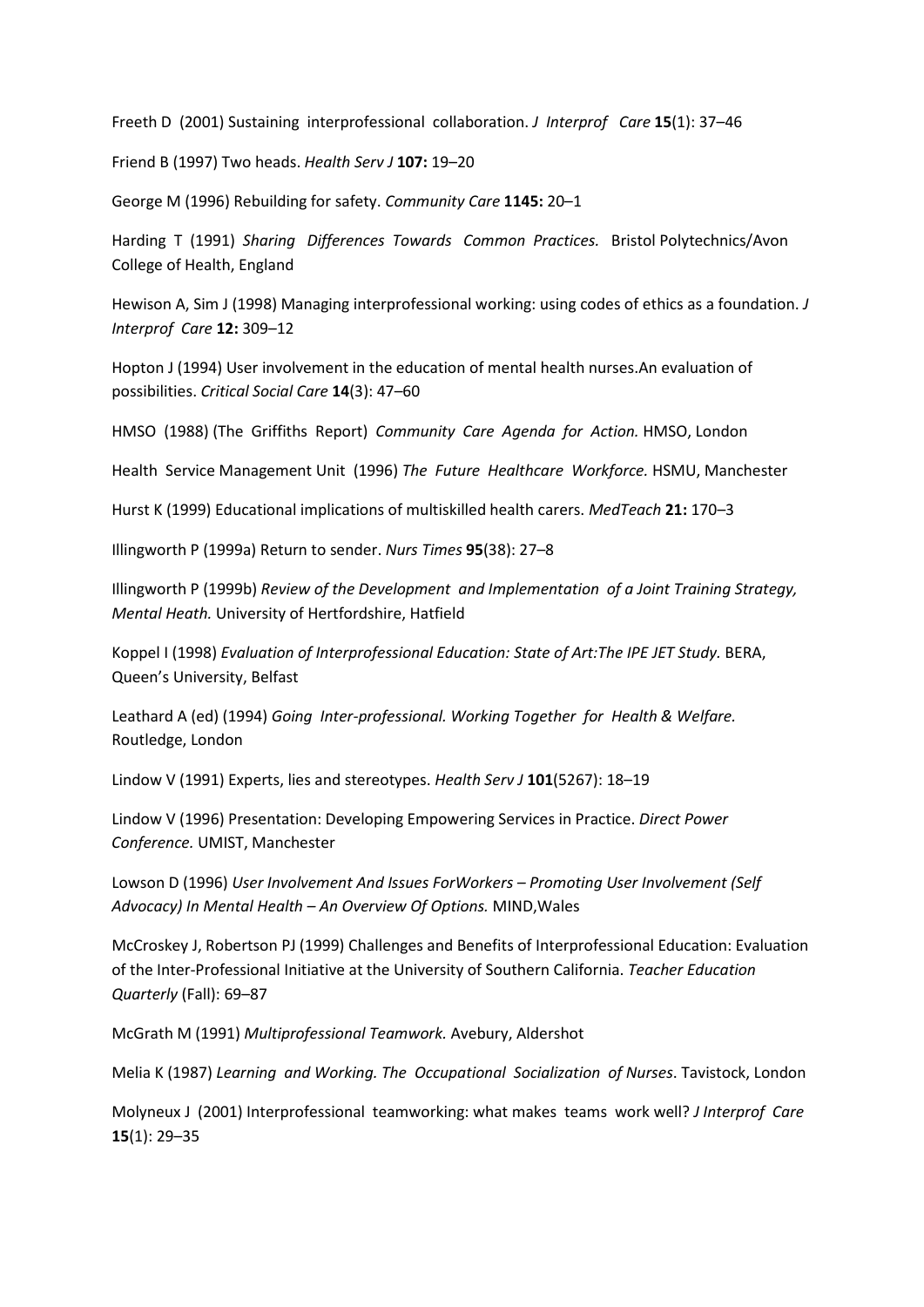Freeth D (2001) Sustaining interprofessional collaboration. *J Interprof Care* **15**(1): 37–46

Friend B (1997) Two heads. *Health Serv J* **107:** 19–20

George M (1996) Rebuilding for safety. *Community Care* **1145:** 20–1

Harding T (1991) *Sharing Differences Towards Common Practices.* Bristol Polytechnics/Avon College of Health, England

Hewison A, Sim J (1998) Managing interprofessional working: using codes of ethics as a foundation. *J Interprof Care* **12:** 309–12

Hopton J (1994) User involvement in the education of mental health nurses.An evaluation of possibilities. *Critical Social Care* **14**(3): 47–60

HMSO (1988) (The Griffiths Report) *Community Care Agenda for Action.* HMSO, London

Health Service Management Unit (1996) *The Future Healthcare Workforce.* HSMU, Manchester

Hurst K (1999) Educational implications of multiskilled health carers. *MedTeach* **21:** 170–3

Illingworth P (1999a) Return to sender. *Nurs Times* **95**(38): 27–8

Illingworth P (1999b) *Review of the Development and Implementation of a Joint Training Strategy, Mental Heath.* University of Hertfordshire, Hatfield

Koppel I (1998) *Evaluation of Interprofessional Education: State of Art:The IPE JET Study.* BERA, Queen's University, Belfast

Leathard A (ed) (1994) *Going Inter-professional. Working Together for Health & Welfare.* Routledge, London

Lindow V (1991) Experts, lies and stereotypes. *Health Serv J* **101**(5267): 18–19

Lindow V (1996) Presentation: Developing Empowering Services in Practice. *Direct Power Conference.* UMIST, Manchester

Lowson D (1996) *User Involvement And Issues ForWorkers – Promoting User Involvement (Self Advocacy) In Mental Health – An Overview Of Options.* MIND,Wales

McCroskey J, Robertson PJ (1999) Challenges and Benefits of Interprofessional Education: Evaluation of the Inter-Professional Initiative at the University of Southern California. *Teacher Education Quarterly* (Fall): 69–87

McGrath M (1991) *Multiprofessional Teamwork.* Avebury, Aldershot

Melia K (1987) *Learning and Working. The Occupational Socialization of Nurses*. Tavistock, London

Molyneux J (2001) Interprofessional teamworking: what makes teams work well? *J Interprof Care* **15**(1): 29–35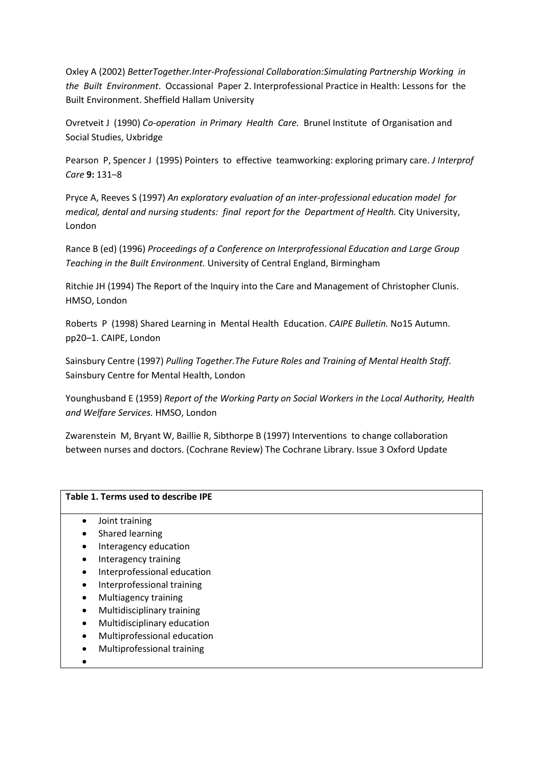Oxley A (2002) *BetterTogether.Inter-Professional Collaboration:Simulating Partnership Working in the Built Environment*. Occassional Paper 2. Interprofessional Practice in Health: Lessons for the Built Environment. Sheffield Hallam University

Ovretveit J (1990) *Co-operation in Primary Health Care.* Brunel Institute of Organisation and Social Studies, Uxbridge

Pearson P, Spencer J (1995) Pointers to effective teamworking: exploring primary care. *J Interprof Care* **9:** 131–8

Pryce A, Reeves S (1997) *An exploratory evaluation of an inter-professional education model for medical, dental and nursing students: final report for the Department of Health.* City University, London

Rance B (ed) (1996) *Proceedings of a Conference on Interprofessional Education and Large Group Teaching in the Built Environment.* University of Central England, Birmingham

Ritchie JH (1994) The Report of the Inquiry into the Care and Management of Christopher Clunis. HMSO, London

Roberts P (1998) Shared Learning in Mental Health Education. *CAIPE Bulletin.* No15 Autumn. pp20–1. CAIPE, London

Sainsbury Centre (1997) *Pulling Together.The Future Roles and Training of Mental Health Staff.* Sainsbury Centre for Mental Health, London

Younghusband E (1959) *Report of the Working Party on Social Workers in the Local Authority, Health and Welfare Services.* HMSO, London

Zwarenstein M, Bryant W, Baillie R, Sibthorpe B (1997) Interventions to change collaboration between nurses and doctors. (Cochrane Review) The Cochrane Library. Issue 3 Oxford Update

| **Table 1. Terms used to describe IPE** |
|---|
| • Joint training<br>• Shared learning<br>• Interagency education<br>• Interagency training<br>• Interprofessional education<br>• Interprofessional training<br>• Multiagency training<br>• Multidisciplinary training<br>• Multidisciplinary education<br>• Multiprofessional education<br>• Multiprofessional training |